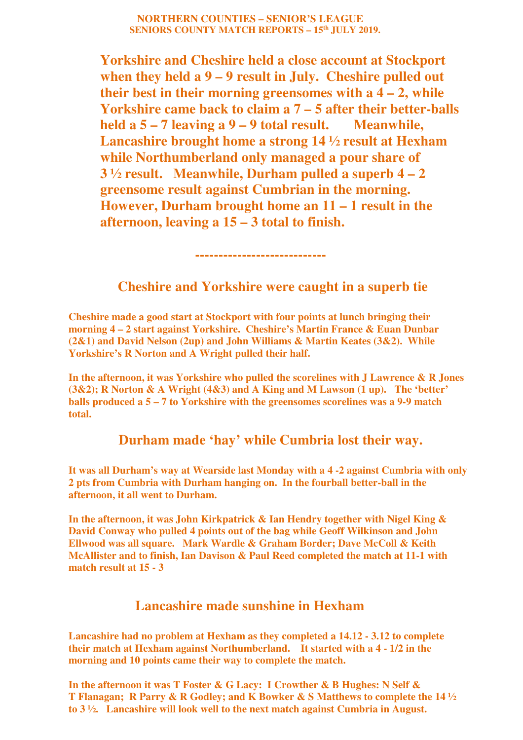**NORTHERN COUNTIES – SENIOR'S LEAGUE**
**SENIORS COUNTY MATCH REPORTS – 15th JULY 2019.**

**Yorkshire and Cheshire held a close account at Stockport when they held a 9 – 9 result in July. Cheshire pulled out their best in their morning greensomes with a 4 – 2, while Yorkshire came back to claim a 7 – 5 after their better-balls held a 5 – 7 leaving a 9 – 9 total result. Meanwhile, Lancashire brought home a strong 14 ½ result at Hexham while Northumberland only managed a pour share of 3 ½ result. Meanwhile, Durham pulled a superb 4 – 2 greensome result against Cumbrian in the morning. However, Durham brought home an 11 – 1 result in the afternoon, leaving a 15 – 3 total to finish.**

---------------------------

## Cheshire and Yorkshire were caught in a superb tie

**Cheshire made a good start at Stockport with four points at lunch bringing their morning 4 – 2 start against Yorkshire. Cheshire's Martin France & Euan Dunbar (2&1) and David Nelson (2up) and John Williams & Martin Keates (3&2). While Yorkshire's R Norton and A Wright pulled their half.**

**In the afternoon, it was Yorkshire who pulled the scorelines with J Lawrence & R Jones (3&2); R Norton & A Wright (4&3) and A King and M Lawson (1 up). The 'better' balls produced a 5 – 7 to Yorkshire with the greensomes scorelines was a 9-9 match total.**

## Durham made 'hay' while Cumbria lost their way.

**It was all Durham's way at Wearside last Monday with a 4 -2 against Cumbria with only 2 pts from Cumbria with Durham hanging on. In the fourball better-ball in the afternoon, it all went to Durham.**

**In the afternoon, it was John Kirkpatrick & Ian Hendry together with Nigel King & David Conway who pulled 4 points out of the bag while Geoff Wilkinson and John Ellwood was all square. Mark Wardle & Graham Border; Dave McColl & Keith McAllister and to finish, Ian Davison & Paul Reed completed the match at 11-1 with match result at 15 - 3**

## Lancashire made sunshine in Hexham

**Lancashire had no problem at Hexham as they completed a 14.12 - 3.12 to complete their match at Hexham against Northumberland. It started with a 4 - 1/2 in the morning and 10 points came their way to complete the match.**

**In the afternoon it was T Foster & G Lacy: I Crowther & B Hughes: N Self & T Flanagan; R Parry & R Godley; and K Bowker & S Matthews to complete the 14 ½ to 3 ½. Lancashire will look well to the next match against Cumbria in August.**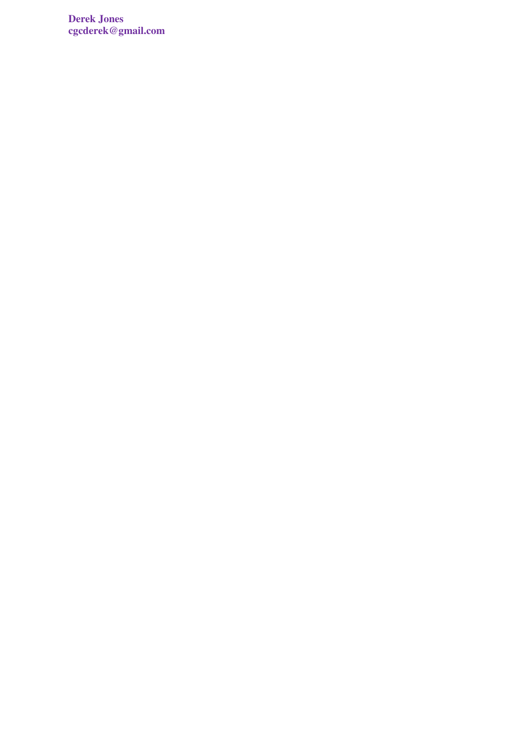**Derek Jones**
**cgcderek@gmail.com**